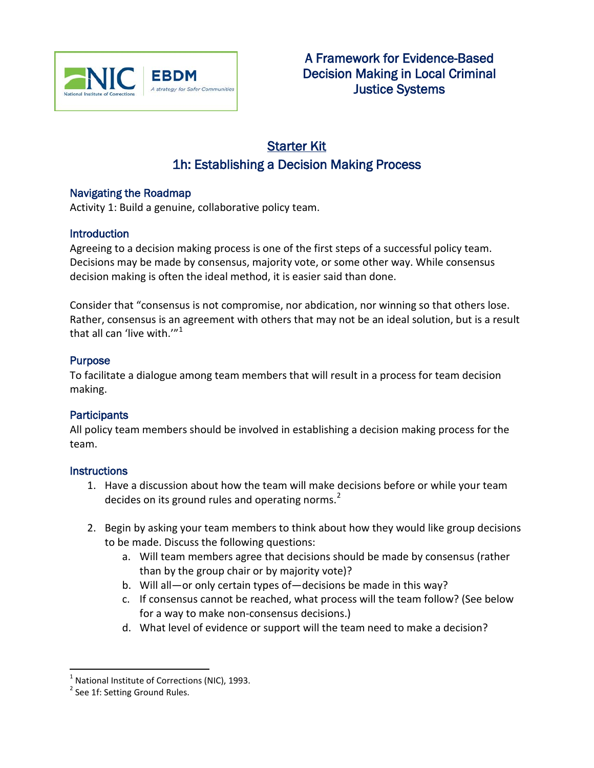A Framework for Evidence-Based Decision Making in Local Criminal Justice Systems

# Starter Kit

# 1h: Establishing a Decision Making Process

## Navigating the Roadmap

Activity 1: Build a genuine, collaborative policy team.

## Introduction

Agreeing to a decision making process is one of the first steps of a successful policy team. Decisions may be made by consensus, majority vote, or some other way. While consensus decision making is often the ideal method, it is easier said than done.

Consider that "consensus is not compromise, nor abdication, nor winning so that others lose. Rather, consensus is an agreement with others that may not be an ideal solution, but is a result that all can 'live with.'"[1]

## Purpose

To facilitate a dialogue among team members that will result in a process for team decision making.

## Participants

All policy team members should be involved in establishing a decision making process for the team.

## Instructions

1. Have a discussion about how the team will make decisions before or while your team decides on its ground rules and operating norms.[2]

2. Begin by asking your team members to think about how they would like group decisions to be made. Discuss the following questions:
   a. Will team members agree that decisions should be made by consensus (rather than by the group chair or by majority vote)?
   b. Will all—or only certain types of—decisions be made in this way?
   c. If consensus cannot be reached, what process will the team follow? (See below for a way to make non-consensus decisions.)
   d. What level of evidence or support will the team need to make a decision?

---

[1] National Institute of Corrections (NIC), 1993.

[2] See 1f: Setting Ground Rules.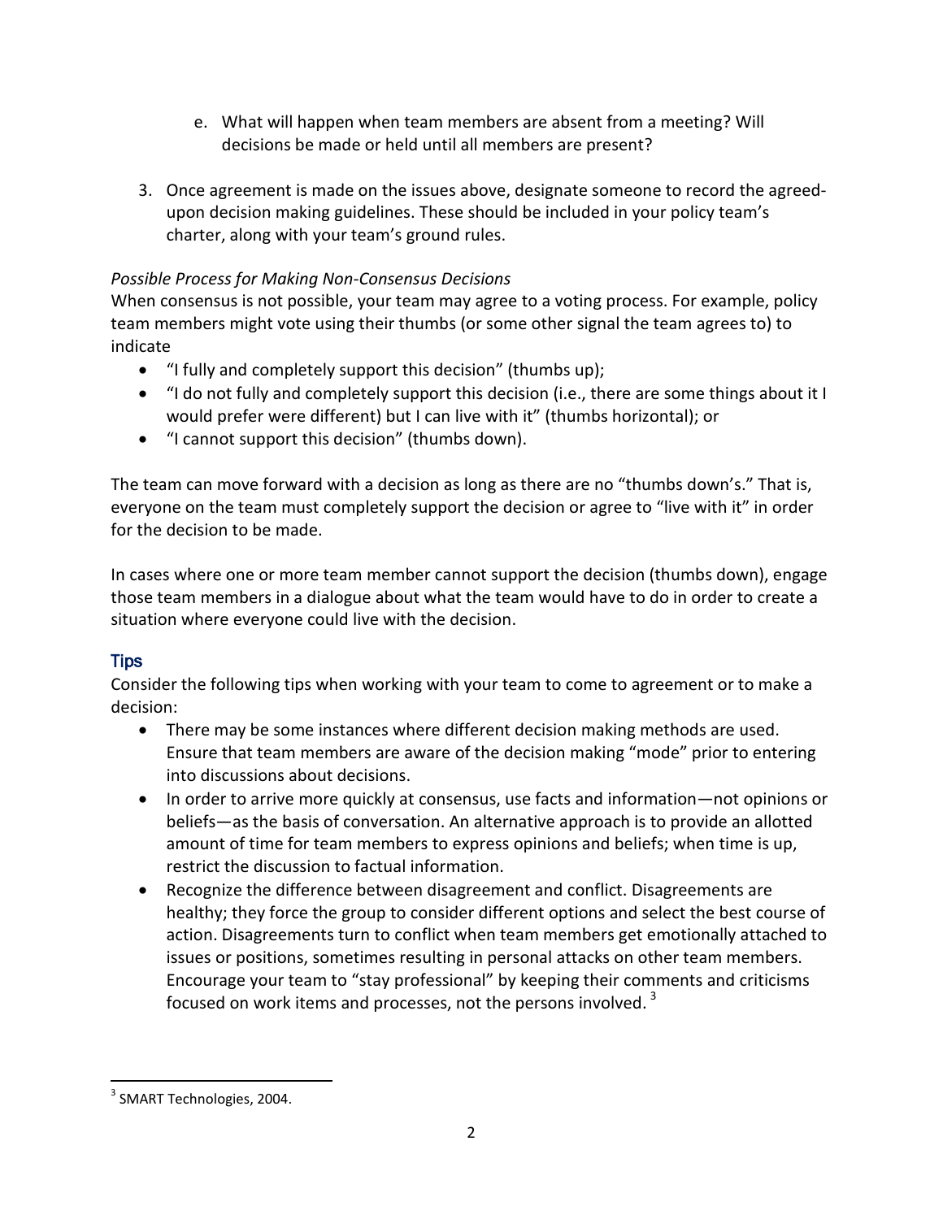e. What will happen when team members are absent from a meeting? Will decisions be made or held until all members are present?

3. Once agreement is made on the issues above, designate someone to record the agreed-upon decision making guidelines. These should be included in your policy team's charter, along with your team's ground rules.

*Possible Process for Making Non-Consensus Decisions*

When consensus is not possible, your team may agree to a voting process. For example, policy team members might vote using their thumbs (or some other signal the team agrees to) to indicate

- "I fully and completely support this decision" (thumbs up);
- "I do not fully and completely support this decision (i.e., there are some things about it I would prefer were different) but I can live with it" (thumbs horizontal); or
- "I cannot support this decision" (thumbs down).

The team can move forward with a decision as long as there are no "thumbs down's." That is, everyone on the team must completely support the decision or agree to "live with it" in order for the decision to be made.

In cases where one or more team member cannot support the decision (thumbs down), engage those team members in a dialogue about what the team would have to do in order to create a situation where everyone could live with the decision.

## Tips

Consider the following tips when working with your team to come to agreement or to make a decision:

- There may be some instances where different decision making methods are used. Ensure that team members are aware of the decision making "mode" prior to entering into discussions about decisions.
- In order to arrive more quickly at consensus, use facts and information—not opinions or beliefs—as the basis of conversation. An alternative approach is to provide an allotted amount of time for team members to express opinions and beliefs; when time is up, restrict the discussion to factual information.
- Recognize the difference between disagreement and conflict. Disagreements are healthy; they force the group to consider different options and select the best course of action. Disagreements turn to conflict when team members get emotionally attached to issues or positions, sometimes resulting in personal attacks on other team members. Encourage your team to "stay professional" by keeping their comments and criticisms focused on work items and processes, not the persons involved. [3]

---

[3] SMART Technologies, 2004.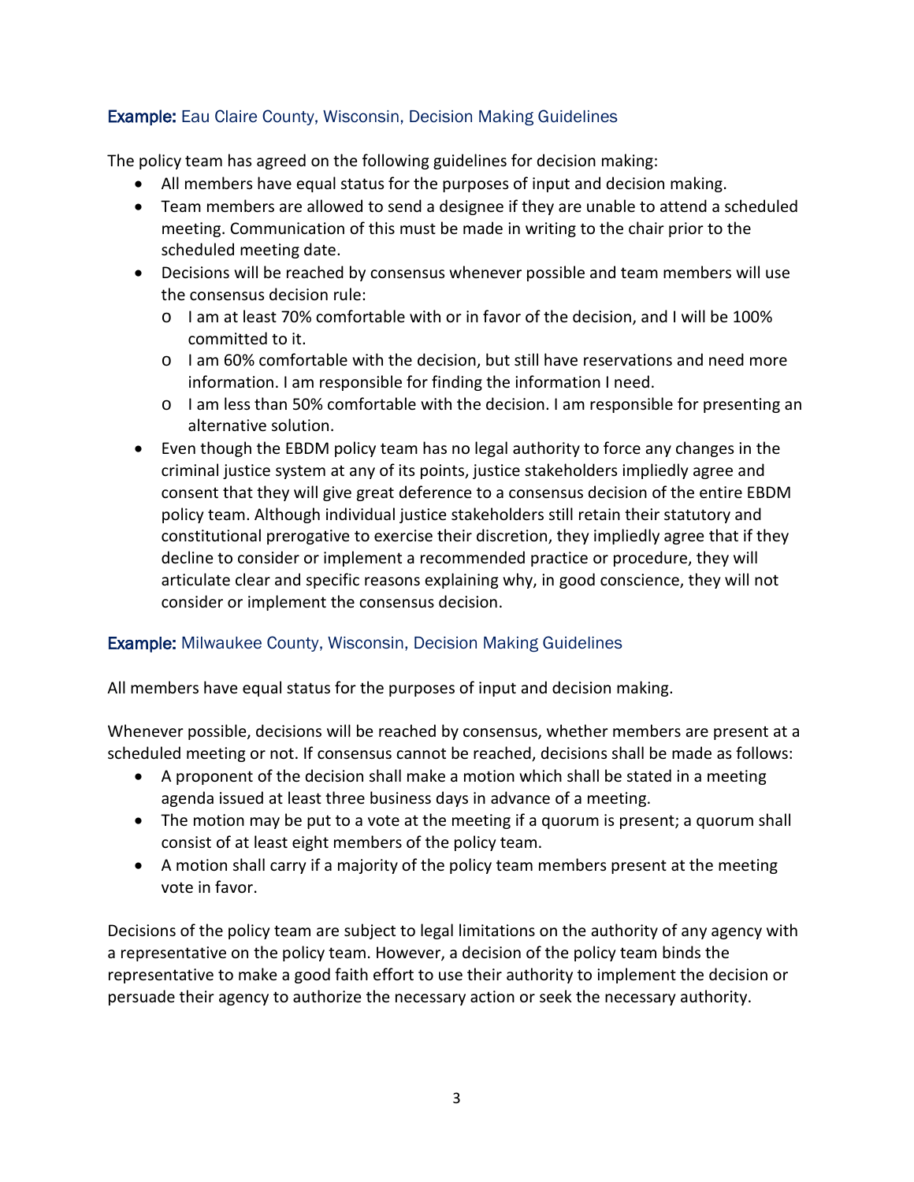### **Example:** Eau Claire County, Wisconsin, Decision Making Guidelines

The policy team has agreed on the following guidelines for decision making:

- All members have equal status for the purposes of input and decision making.
- Team members are allowed to send a designee if they are unable to attend a scheduled meeting. Communication of this must be made in writing to the chair prior to the scheduled meeting date.
- Decisions will be reached by consensus whenever possible and team members will use the consensus decision rule:
  - I am at least 70% comfortable with or in favor of the decision, and I will be 100% committed to it.
  - I am 60% comfortable with the decision, but still have reservations and need more information. I am responsible for finding the information I need.
  - I am less than 50% comfortable with the decision. I am responsible for presenting an alternative solution.
- Even though the EBDM policy team has no legal authority to force any changes in the criminal justice system at any of its points, justice stakeholders impliedly agree and consent that they will give great deference to a consensus decision of the entire EBDM policy team. Although individual justice stakeholders still retain their statutory and constitutional prerogative to exercise their discretion, they impliedly agree that if they decline to consider or implement a recommended practice or procedure, they will articulate clear and specific reasons explaining why, in good conscience, they will not consider or implement the consensus decision.

### **Example:** Milwaukee County, Wisconsin, Decision Making Guidelines

All members have equal status for the purposes of input and decision making.

Whenever possible, decisions will be reached by consensus, whether members are present at a scheduled meeting or not. If consensus cannot be reached, decisions shall be made as follows:

- A proponent of the decision shall make a motion which shall be stated in a meeting agenda issued at least three business days in advance of a meeting.
- The motion may be put to a vote at the meeting if a quorum is present; a quorum shall consist of at least eight members of the policy team.
- A motion shall carry if a majority of the policy team members present at the meeting vote in favor.

Decisions of the policy team are subject to legal limitations on the authority of any agency with a representative on the policy team. However, a decision of the policy team binds the representative to make a good faith effort to use their authority to implement the decision or persuade their agency to authorize the necessary action or seek the necessary authority.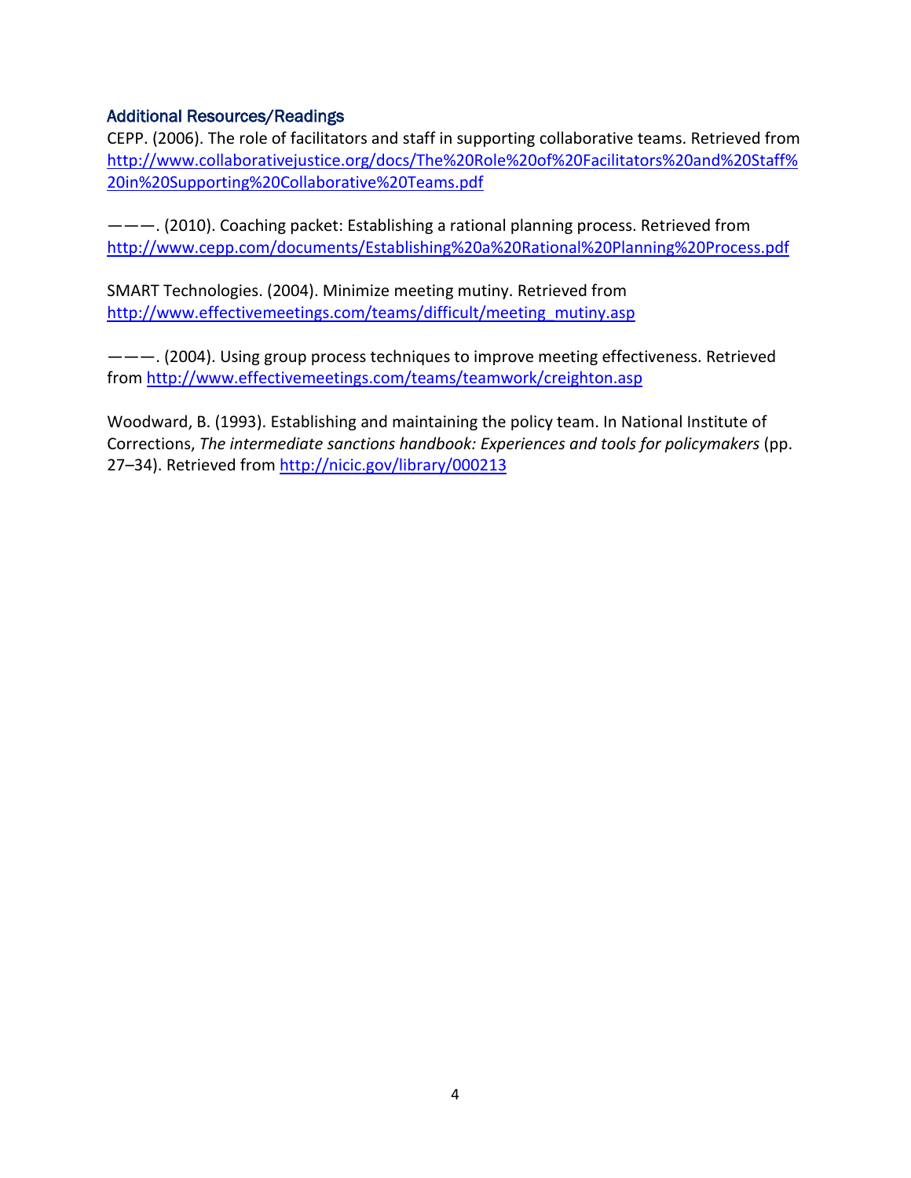### Additional Resources/Readings

CEPP. (2006). The role of facilitators and staff in supporting collaborative teams. Retrieved from http://www.collaborativejustice.org/docs/The%20Role%20of%20Facilitators%20and%20Staff%20in%20Supporting%20Collaborative%20Teams.pdf

———. (2010). Coaching packet: Establishing a rational planning process. Retrieved from http://www.cepp.com/documents/Establishing%20a%20Rational%20Planning%20Process.pdf

SMART Technologies. (2004). Minimize meeting mutiny. Retrieved from http://www.effectivemeetings.com/teams/difficult/meeting_mutiny.asp

———. (2004). Using group process techniques to improve meeting effectiveness. Retrieved from http://www.effectivemeetings.com/teams/teamwork/creighton.asp

Woodward, B. (1993). Establishing and maintaining the policy team. In National Institute of Corrections, *The intermediate sanctions handbook: Experiences and tools for policymakers* (pp. 27–34). Retrieved from http://nicic.gov/library/000213